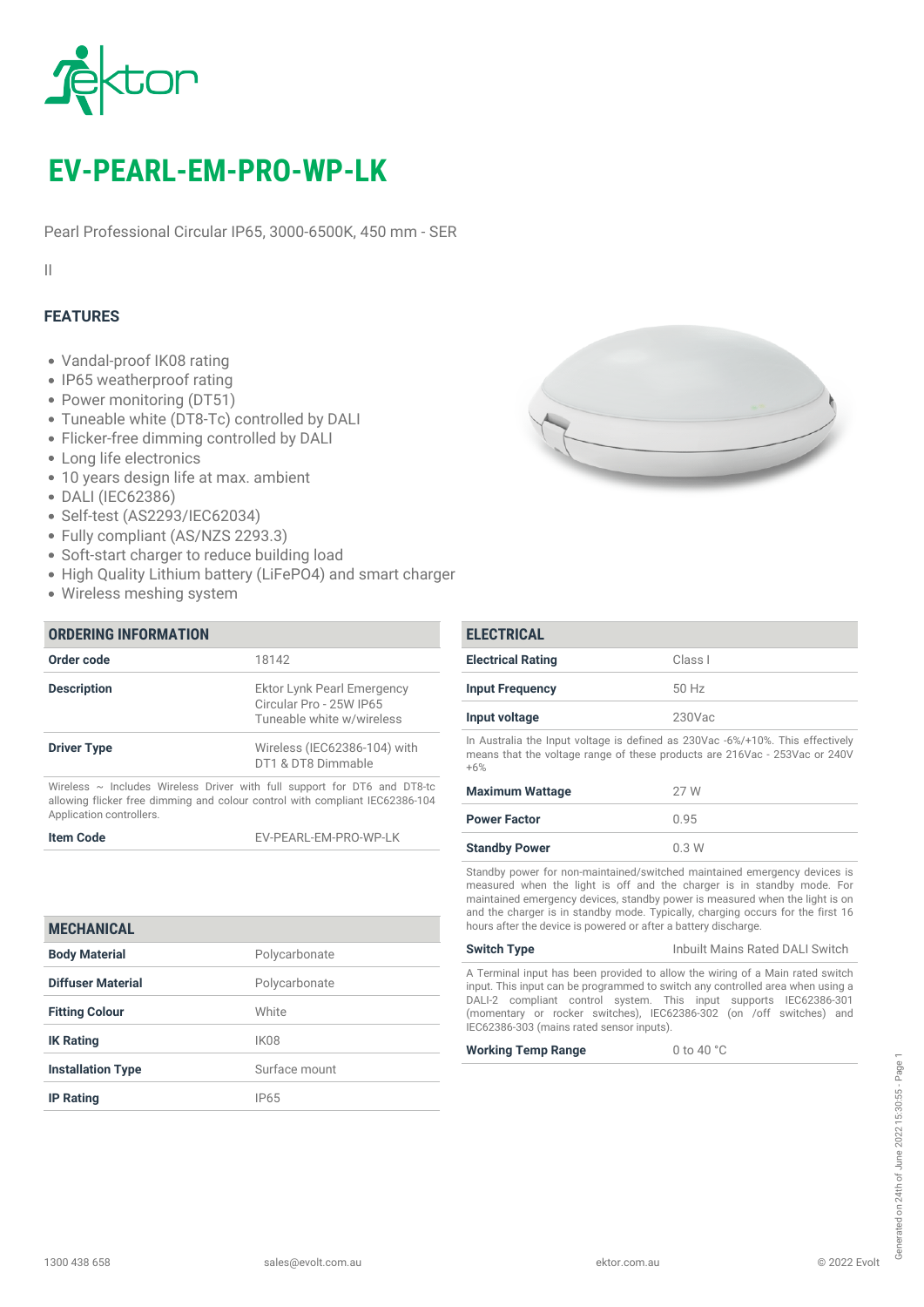# EV-PEARL-EM-PRO-WP-LK

Pearl Professional Circular IP65, 3000-6500K, 450 mm - SER

II

## FEATURES

- Vandal-proof IK08 rating
- IP65 weatherproof rating
- Power monitoring (DT51)
- Tuneable white (DT8-Tc) controlled by DALI
- Flicker-free dimming controlled by DALI
- Long life electronics
- 10 years design life at max. ambient
- DALI (IEC62386)
- Self-test (AS2293/IEC62034)
- Fully compliant (AS/NZS 2293.3)
- Soft-start charger to reduce building load
- High Quality Lithium battery (LiFePO4) and smart charger
- Wireless meshing system

## ORDERING INFORMATION

| | |
|---|---|
| **Order code** | 18142 |
| **Description** | Ektor Lynk Pearl Emergency Circular Pro - 25W IP65 Tuneable white w/wireless |
| **Driver Type** | Wireless (IEC62386-104) with DT1 & DT8 Dimmable |

Wireless ~ Includes Wireless Driver with full support for DT6 and DT8-tc allowing flicker free dimming and colour control with compliant IEC62386-104 Application controllers.

| | |
|---|---|
| **Item Code** | EV-PEARL-EM-PRO-WP-LK |

## MECHANICAL

| | |
|---|---|
| **Body Material** | Polycarbonate |
| **Diffuser Material** | Polycarbonate |
| **Fitting Colour** | White |
| **IK Rating** | IK08 |
| **Installation Type** | Surface mount |
| **IP Rating** | IP65 |

## ELECTRICAL

| | |
|---|---|
| **Electrical Rating** | Class I |
| **Input Frequency** | 50 Hz |
| **Input voltage** | 230Vac |

In Australia the Input voltage is defined as 230Vac -6%/+10%. This effectively means that the voltage range of these products are 216Vac - 253Vac or 240V +6%

| | |
|---|---|
| **Maximum Wattage** | 27 W |
| **Power Factor** | 0.95 |
| **Standby Power** | 0.3 W |

Standby power for non-maintained/switched maintained emergency devices is measured when the light is off and the charger is in standby mode. For maintained emergency devices, standby power is measured when the light is on and the charger is in standby mode. Typically, charging occurs for the first 16 hours after the device is powered or after a battery discharge.

| | |
|---|---|
| **Switch Type** | Inbuilt Mains Rated DALI Switch |

A Terminal input has been provided to allow the wiring of a Main rated switch input. This input can be programmed to switch any controlled area when using a DALI-2 compliant control system. This input supports IEC62386-301 (momentary or rocker switches), IEC62386-302 (on /off switches) and IEC62386-303 (mains rated sensor inputs).

| | |
|---|---|
| **Working Temp Range** | 0 to 40 °C |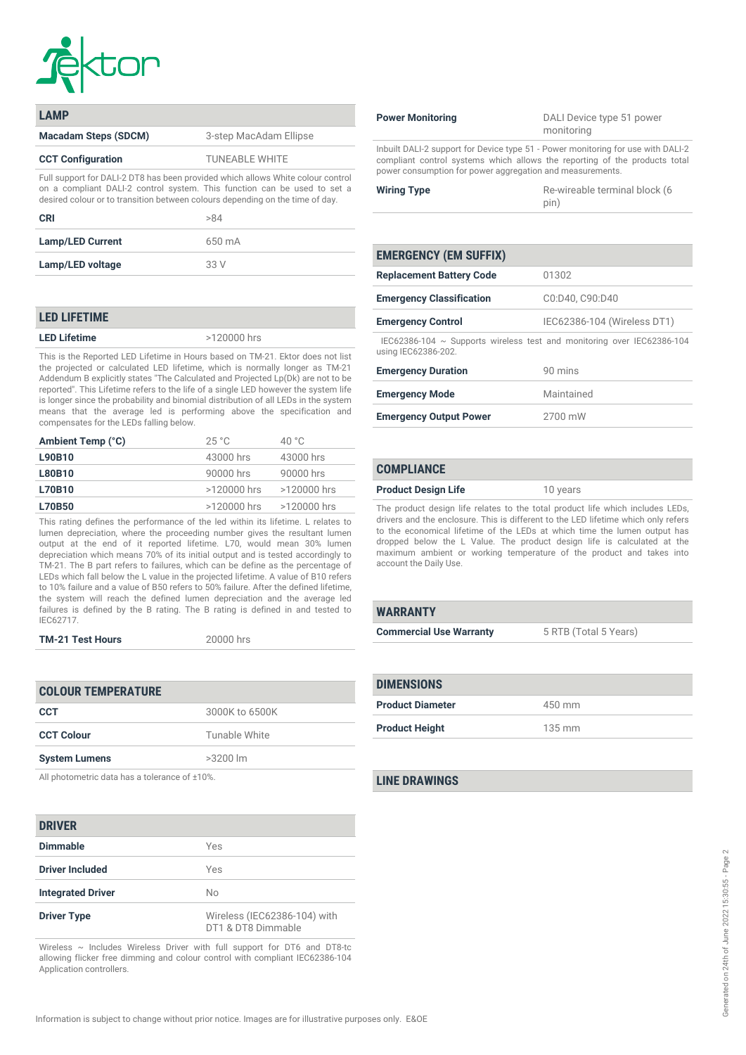## LAMP

| | |
|---|---|
| **Macadam Steps (SDCM)** | 3-step MacAdam Ellipse |
| **CCT Configuration** | TUNEABLE WHITE |

Full support for DALI-2 DT8 has been provided which allows White colour control on a compliant DALI-2 control system. This function can be used to set a desired colour or to transition between colours depending on the time of day.

| | |
|---|---|
| **CRI** | >84 |
| **Lamp/LED Current** | 650 mA |
| **Lamp/LED voltage** | 33 V |

## LED LIFETIME

| | |
|---|---|
| **LED Lifetime** | >120000 hrs |

This is the Reported LED Lifetime in Hours based on TM-21. Ektor does not list the projected or calculated LED lifetime, which is normally longer as TM-21 Addendum B explicitly states "The Calculated and Projected Lp(Dk) are not to be reported". This Lifetime refers to the life of a single LED however the system life is longer since the probability and binomial distribution of all LEDs in the system means that the average led is performing above the specification and compensates for the LEDs falling below.

| **Ambient Temp (°C)** | 25 °C | 40 °C |
|---|---|---|
| **L90B10** | 43000 hrs | 43000 hrs |
| **L80B10** | 90000 hrs | 90000 hrs |
| **L70B10** | >120000 hrs | >120000 hrs |
| **L70B50** | >120000 hrs | >120000 hrs |

This rating defines the performance of the led within its lifetime. L relates to lumen depreciation, where the proceeding number gives the resultant lumen output at the end of it reported lifetime. L70, would mean 30% lumen depreciation which means 70% of its initial output and is tested accordingly to TM-21. The B part refers to failures, which can be define as the percentage of LEDs which fall below the L value in the projected lifetime. A value of B10 refers to 10% failure and a value of B50 refers to 50% failure. After the defined lifetime, the system will reach the defined lumen depreciation and the average led failures is defined by the B rating. The B rating is defined in and tested to IEC62717.

| | |
|---|---|
| **TM-21 Test Hours** | 20000 hrs |

## COLOUR TEMPERATURE

| | |
|---|---|
| **CCT** | 3000K to 6500K |
| **CCT Colour** | Tunable White |
| **System Lumens** | >3200 lm |

All photometric data has a tolerance of ±10%.

## DRIVER

| | |
|---|---|
| **Dimmable** | Yes |
| **Driver Included** | Yes |
| **Integrated Driver** | No |
| **Driver Type** | Wireless (IEC62386-104) with DT1 & DT8 Dimmable |

Wireless ~ Includes Wireless Driver with full support for DT6 and DT8-tc allowing flicker free dimming and colour control with compliant IEC62386-104 Application controllers.

| | |
|---|---|
| **Power Monitoring** | DALI Device type 51 power monitoring |

Inbuilt DALI-2 support for Device type 51 - Power monitoring for use with DALI-2 compliant control systems which allows the reporting of the products total power consumption for power aggregation and measurements.

| | |
|---|---|
| **Wiring Type** | Re-wireable terminal block (6 pin) |

## EMERGENCY (EM SUFFIX)

| | |
|---|---|
| **Replacement Battery Code** | 01302 |
| **Emergency Classification** | C0:D40, C90:D40 |
| **Emergency Control** | IEC62386-104 (Wireless DT1) |

IEC62386-104 ~ Supports wireless test and monitoring over IEC62386-104 using IEC62386-202.

| | |
|---|---|
| **Emergency Duration** | 90 mins |
| **Emergency Mode** | Maintained |
| **Emergency Output Power** | 2700 mW |

## COMPLIANCE

| | |
|---|---|
| **Product Design Life** | 10 years |

The product design life relates to the total product life which includes LEDs, drivers and the enclosure. This is different to the LED lifetime which only refers to the economical lifetime of the LEDs at which time the lumen output has dropped below the L Value. The product design life is calculated at the maximum ambient or working temperature of the product and takes into account the Daily Use.

## WARRANTY

| | |
|---|---|
| **Commercial Use Warranty** | 5 RTB (Total 5 Years) |

## DIMENSIONS

| | |
|---|---|
| **Product Diameter** | 450 mm |
| **Product Height** | 135 mm |

## LINE DRAWINGS

Information is subject to change without prior notice. Images are for illustrative purposes only. E&OE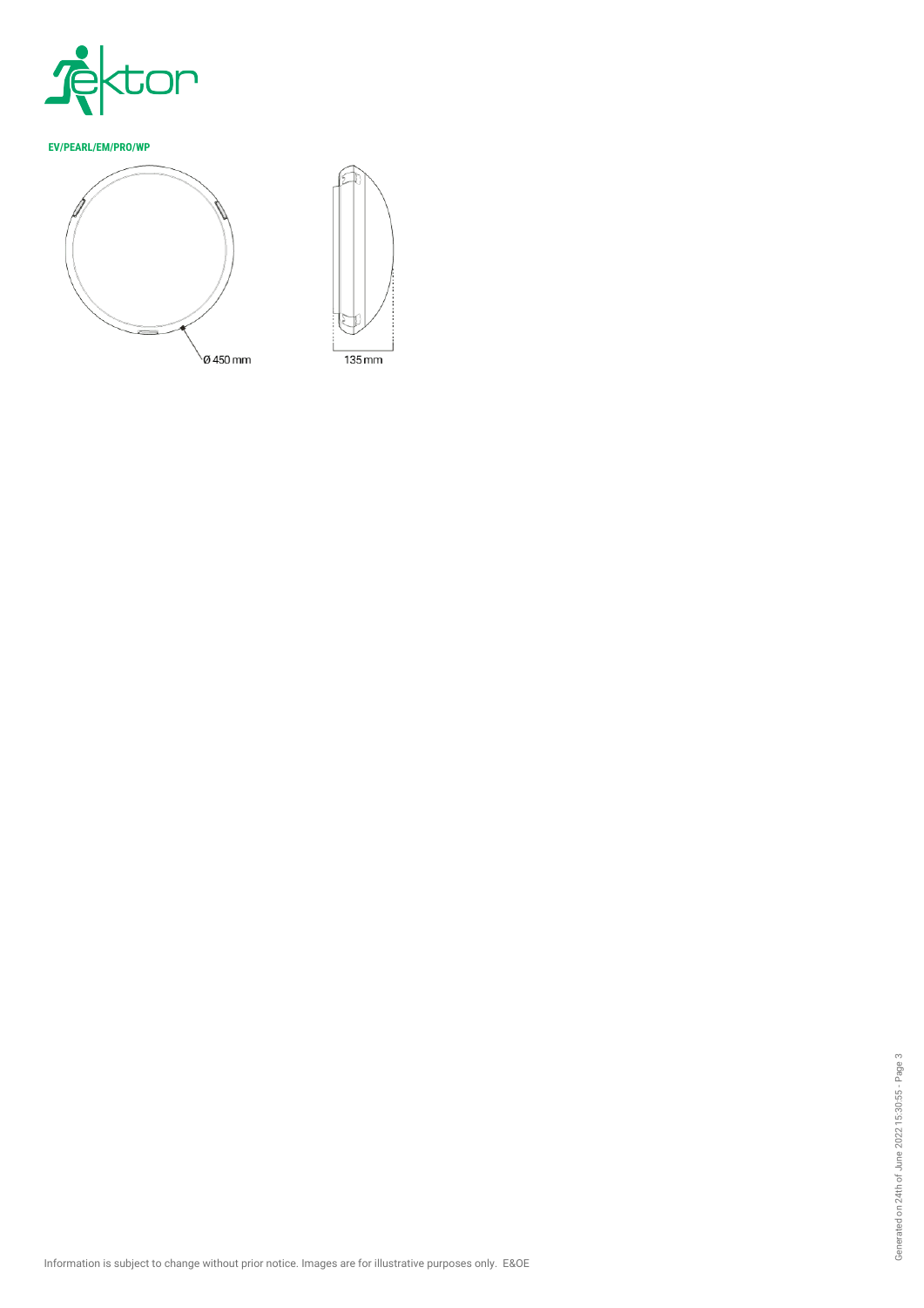**EV/PEARL/EM/PRO/WP**

Ø 450 mm

135 mm

Information is subject to change without prior notice. Images are for illustrative purposes only. E&OE